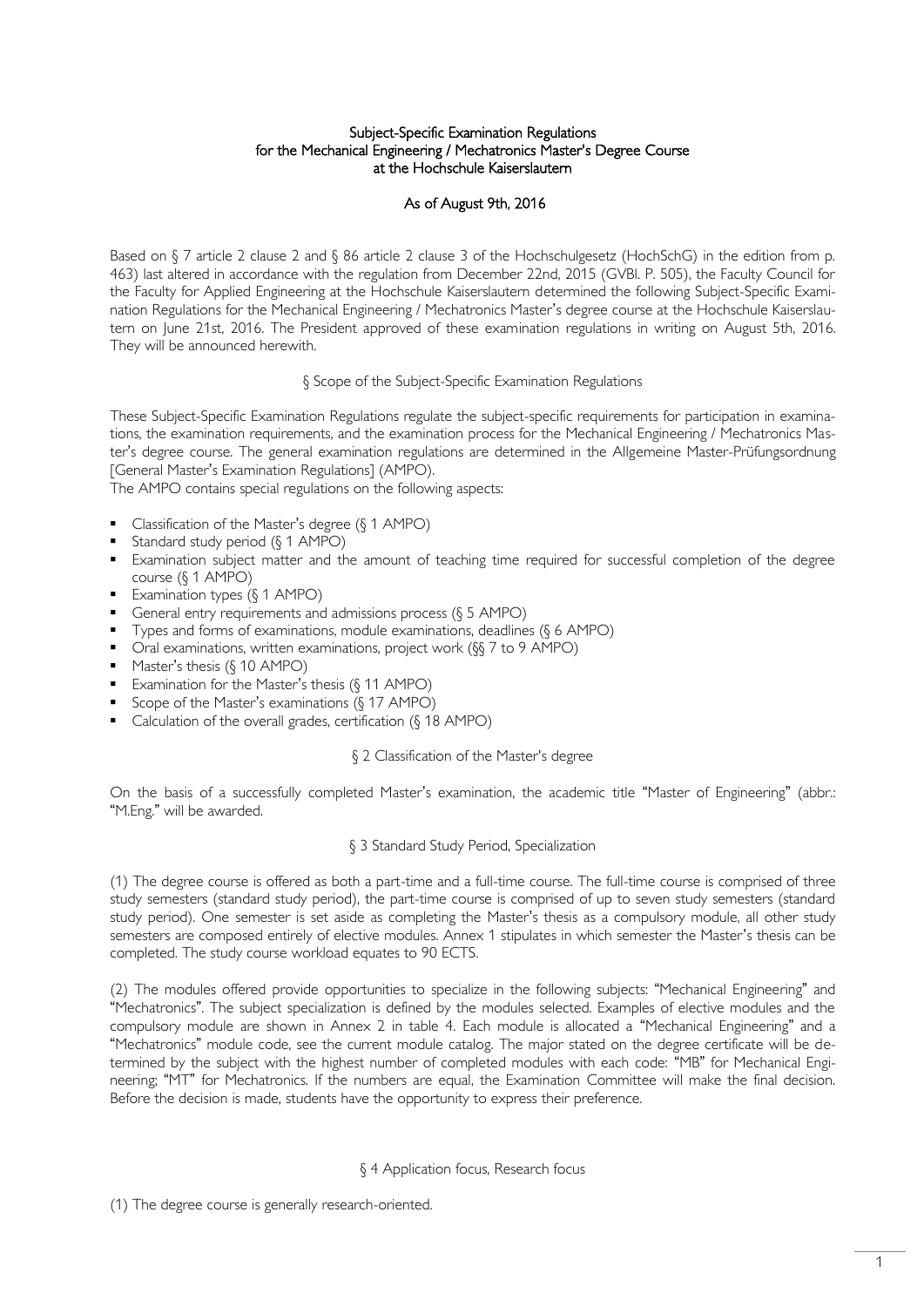# Subject-Specific Examination Regulations for the Mechanical Engineering / Mechatronics Master's Degree Course at the Hochschule Kaiserslautern

## As of August 9th, 2016

Based on § 7 article 2 clause 2 and § 86 article 2 clause 3 of the Hochschulgesetz (HochSchG) in the edition from p. 463) last altered in accordance with the regulation from December 22nd, 2015 (GVBl. P. 505), the Faculty Council for the Faculty for Applied Engineering at the Hochschule Kaiserslautern determined the following Subject-Specific Examination Regulations for the Mechanical Engineering / Mechatronics Master's degree course at the Hochschule Kaiserslautern on June 21st, 2016. The President approved of these examination regulations in writing on August 5th, 2016. They will be announced herewith.

### § Scope of the Subject-Specific Examination Regulations

These Subject-Specific Examination Regulations regulate the subject-specific requirements for participation in examinations, the examination requirements, and the examination process for the Mechanical Engineering / Mechatronics Master's degree course. The general examination regulations are determined in the Allgemeine Master-Prüfungsordnung [General Master's Examination Regulations] (AMPO).

The AMPO contains special regulations on the following aspects:

- Classification of the Master's degree (§ 1 AMPO)
- Standard study period (§ 1 AMPO)
- Examination subject matter and the amount of teaching time required for successful completion of the degree course (§ 1 AMPO)
- Examination types (§ 1 AMPO)
- General entry requirements and admissions process (§ 5 AMPO)
- Types and forms of examinations, module examinations, deadlines (§ 6 AMPO)
- Oral examinations, written examinations, project work (§§ 7 to 9 AMPO)
- Master's thesis (§ 10 AMPO)
- Examination for the Master's thesis (§ 11 AMPO)
- Scope of the Master's examinations (§ 17 AMPO)
- Calculation of the overall grades, certification (§ 18 AMPO)

### § 2 Classification of the Master's degree

On the basis of a successfully completed Master's examination, the academic title "Master of Engineering" (abbr.: "M.Eng." will be awarded.

### § 3 Standard Study Period, Specialization

(1) The degree course is offered as both a part-time and a full-time course. The full-time course is comprised of three study semesters (standard study period), the part-time course is comprised of up to seven study semesters (standard study period). One semester is set aside as completing the Master's thesis as a compulsory module, all other study semesters are composed entirely of elective modules. Annex 1 stipulates in which semester the Master's thesis can be completed. The study course workload equates to 90 ECTS.

(2) The modules offered provide opportunities to specialize in the following subjects: "Mechanical Engineering" and "Mechatronics". The subject specialization is defined by the modules selected. Examples of elective modules and the compulsory module are shown in Annex 2 in table 4. Each module is allocated a "Mechanical Engineering" and a "Mechatronics" module code, see the current module catalog. The major stated on the degree certificate will be determined by the subject with the highest number of completed modules with each code: "MB" for Mechanical Engineering; "MT" for Mechatronics. If the numbers are equal, the Examination Committee will make the final decision. Before the decision is made, students have the opportunity to express their preference.

### § 4 Application focus, Research focus

(1) The degree course is generally research-oriented.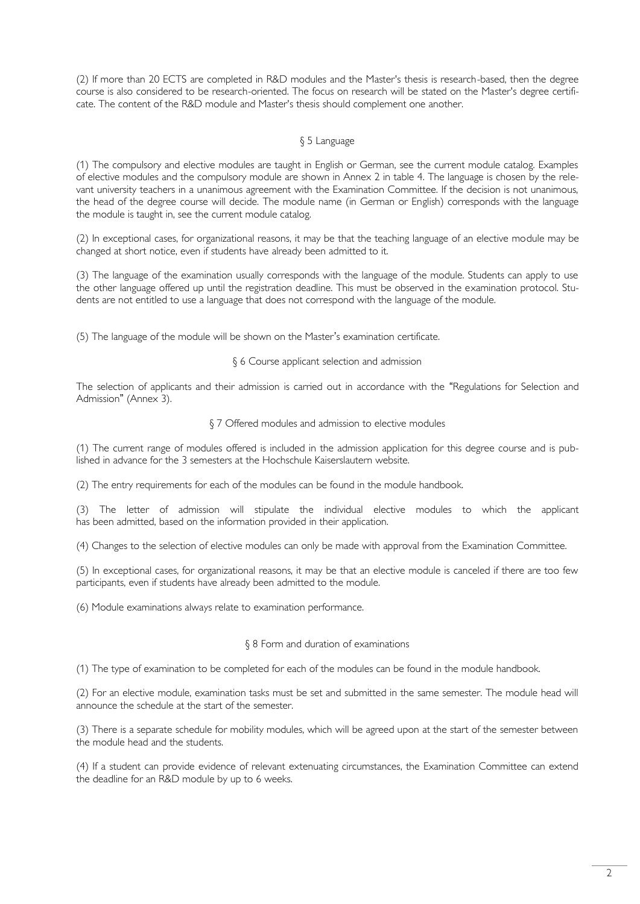(2) If more than 20 ECTS are completed in R&D modules and the Master's thesis is research-based, then the degree course is also considered to be research-oriented. The focus on research will be stated on the Master's degree certificate. The content of the R&D module and Master's thesis should complement one another.

## § 5 Language

(1) The compulsory and elective modules are taught in English or German, see the current module catalog. Examples of elective modules and the compulsory module are shown in Annex 2 in table 4. The language is chosen by the relevant university teachers in a unanimous agreement with the Examination Committee. If the decision is not unanimous, the head of the degree course will decide. The module name (in German or English) corresponds with the language the module is taught in, see the current module catalog.

(2) In exceptional cases, for organizational reasons, it may be that the teaching language of an elective module may be changed at short notice, even if students have already been admitted to it.

(3) The language of the examination usually corresponds with the language of the module. Students can apply to use the other language offered up until the registration deadline. This must be observed in the examination protocol. Students are not entitled to use a language that does not correspond with the language of the module.

(5) The language of the module will be shown on the Master's examination certificate.

## § 6 Course applicant selection and admission

The selection of applicants and their admission is carried out in accordance with the "Regulations for Selection and Admission" (Annex 3).

## § 7 Offered modules and admission to elective modules

(1) The current range of modules offered is included in the admission application for this degree course and is published in advance for the 3 semesters at the Hochschule Kaiserslautern website.

(2) The entry requirements for each of the modules can be found in the module handbook.

(3) The letter of admission will stipulate the individual elective modules to which the applicant has been admitted, based on the information provided in their application.

(4) Changes to the selection of elective modules can only be made with approval from the Examination Committee.

(5) In exceptional cases, for organizational reasons, it may be that an elective module is canceled if there are too few participants, even if students have already been admitted to the module.

(6) Module examinations always relate to examination performance.

## § 8 Form and duration of examinations

(1) The type of examination to be completed for each of the modules can be found in the module handbook.

(2) For an elective module, examination tasks must be set and submitted in the same semester. The module head will announce the schedule at the start of the semester.

(3) There is a separate schedule for mobility modules, which will be agreed upon at the start of the semester between the module head and the students.

(4) If a student can provide evidence of relevant extenuating circumstances, the Examination Committee can extend the deadline for an R&D module by up to 6 weeks.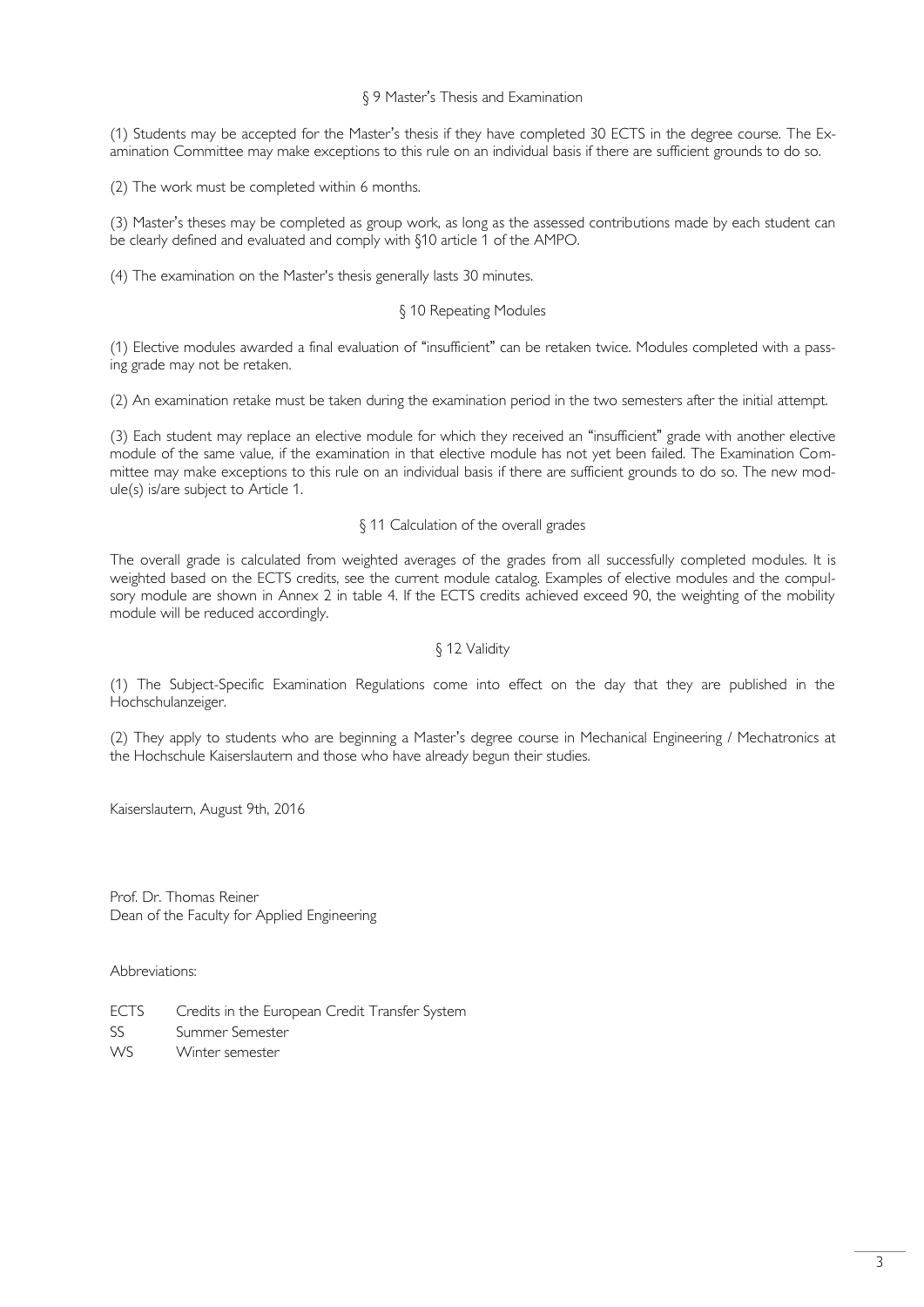## § 9 Master's Thesis and Examination

(1) Students may be accepted for the Master's thesis if they have completed 30 ECTS in the degree course. The Examination Committee may make exceptions to this rule on an individual basis if there are sufficient grounds to do so.

(2) The work must be completed within 6 months.

(3) Master's theses may be completed as group work, as long as the assessed contributions made by each student can be clearly defined and evaluated and comply with §10 article 1 of the AMPO.

(4) The examination on the Master's thesis generally lasts 30 minutes.

## § 10 Repeating Modules

(1) Elective modules awarded a final evaluation of "insufficient" can be retaken twice. Modules completed with a passing grade may not be retaken.

(2) An examination retake must be taken during the examination period in the two semesters after the initial attempt.

(3) Each student may replace an elective module for which they received an "insufficient" grade with another elective module of the same value, if the examination in that elective module has not yet been failed. The Examination Committee may make exceptions to this rule on an individual basis if there are sufficient grounds to do so. The new module(s) is/are subject to Article 1.

## § 11 Calculation of the overall grades

The overall grade is calculated from weighted averages of the grades from all successfully completed modules. It is weighted based on the ECTS credits, see the current module catalog. Examples of elective modules and the compulsory module are shown in Annex 2 in table 4. If the ECTS credits achieved exceed 90, the weighting of the mobility module will be reduced accordingly.

## § 12 Validity

(1) The Subject-Specific Examination Regulations come into effect on the day that they are published in the Hochschulanzeiger.

(2) They apply to students who are beginning a Master's degree course in Mechanical Engineering / Mechatronics at the Hochschule Kaiserslautern and those who have already begun their studies.

Kaiserslautern, August 9th, 2016

Prof. Dr. Thomas Reiner
Dean of the Faculty for Applied Engineering

Abbreviations:

| | |
|---|---|
| ECTS | Credits in the European Credit Transfer System |
| SS | Summer Semester |
| WS | Winter semester |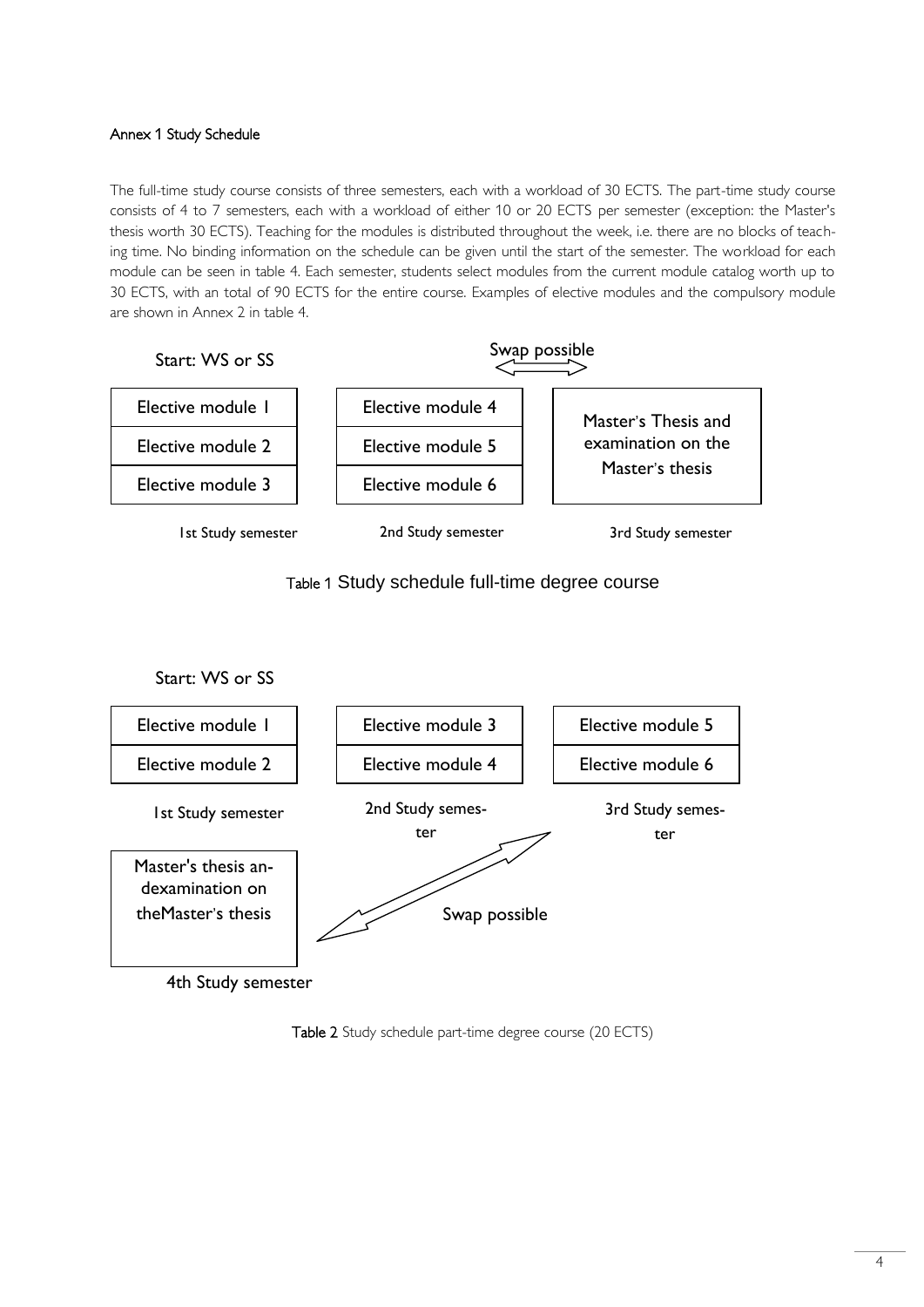#### Annex 1 Study Schedule

The full-time study course consists of three semesters, each with a workload of 30 ECTS. The part-time study course consists of 4 to 7 semesters, each with a workload of either 10 or 20 ECTS per semester (exception: the Master's thesis worth 30 ECTS). Teaching for the modules is distributed throughout the week, i.e. there are no blocks of teaching time. No binding information on the schedule can be given until the start of the semester. The workload for each module can be seen in table 4. Each semester, students select modules from the current module catalog worth up to 30 ECTS, with an total of 90 ECTS for the entire course. Examples of elective modules and the compulsory module are shown in Annex 2 in table 4.

Start: WS or SS

| 1st Study semester | 2nd Study semester | 3rd Study semester |
|---|---|---|
| Elective module 1 | Elective module 4 | Master's Thesis and examination on the Master's thesis |
| Elective module 2 | Elective module 5 | |
| Elective module 3 | Elective module 6 | |

Swap possible (2nd ⟷ 3rd Study semester)

Table 1 Study schedule full-time degree course

Start: WS or SS

| 1st Study semester | 2nd Study semester | 3rd Study semester | 4th Study semester |
|---|---|---|---|
| Elective module 1 | Elective module 3 | Elective module 5 | Master's thesis and examination on the Master's thesis |
| Elective module 2 | Elective module 4 | Elective module 6 | |

Swap possible (3rd ⟷ 4th Study semester)

Table 2 Study schedule part-time degree course (20 ECTS)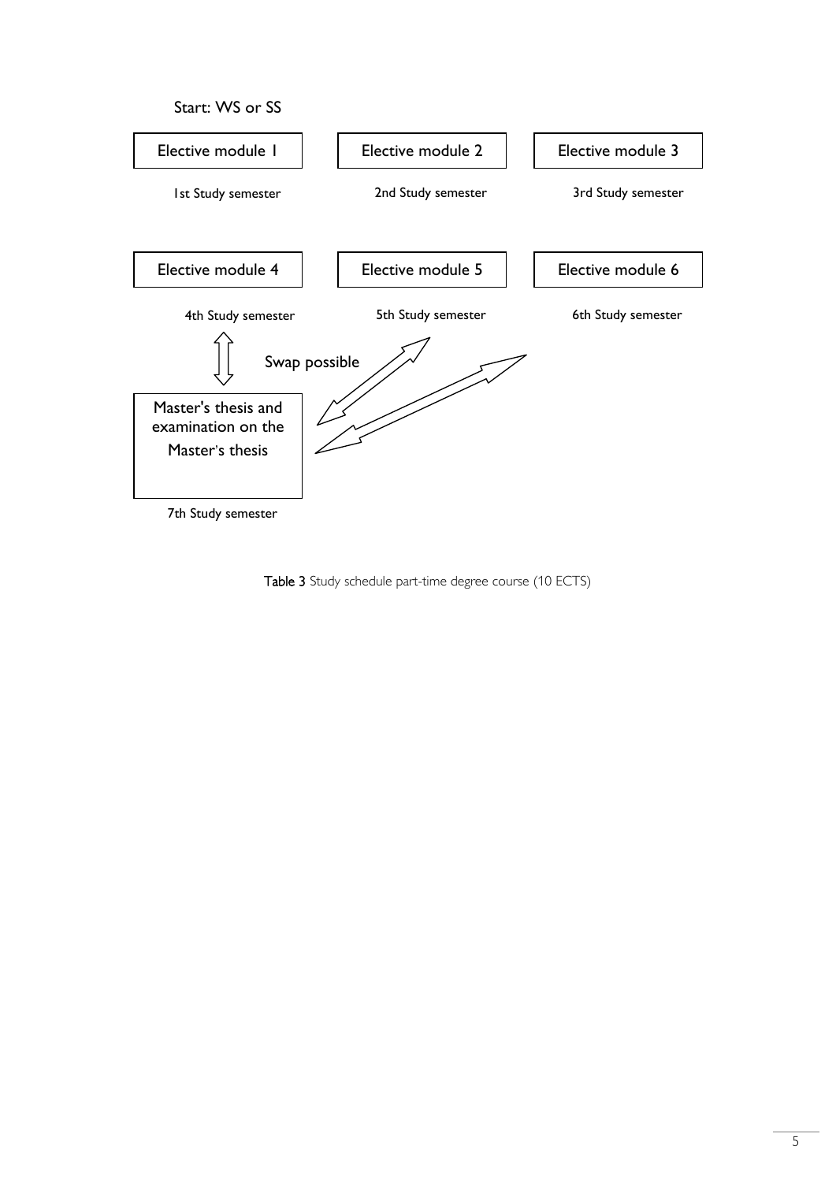Start: WS or SS

| Elective module 1 | Elective module 2 | Elective module 3 |
| --- | --- | --- |
| 1st Study semester | 2nd Study semester | 3rd Study semester |
| Elective module 4 | Elective module 5 | Elective module 6 |
| 4th Study semester | 5th Study semester | 6th Study semester |

Swap possible

| Master's thesis and examination on the Master's thesis |
| --- |
| 7th Study semester |

**Table 3** Study schedule part-time degree course (10 ECTS)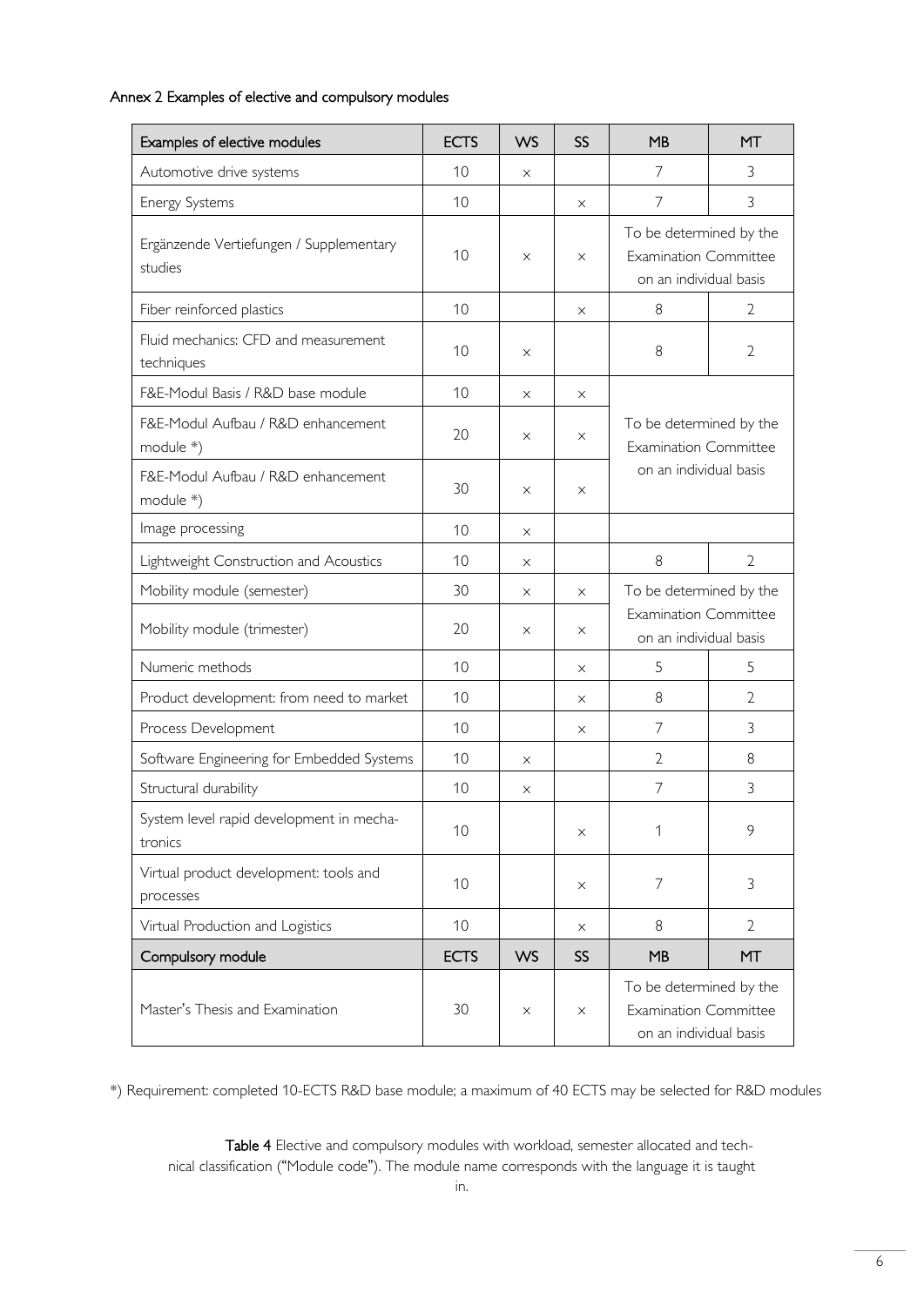Annex 2 Examples of elective and compulsory modules

| Examples of elective modules | ECTS | WS | SS | MB | MT |
|---|---|---|---|---|---|
| Automotive drive systems | 10 | × | | 7 | 3 |
| Energy Systems | 10 | | × | 7 | 3 |
| Ergänzende Vertiefungen / Supplementary studies | 10 | × | × | To be determined by the Examination Committee on an individual basis | |
| Fiber reinforced plastics | 10 | | × | 8 | 2 |
| Fluid mechanics: CFD and measurement techniques | 10 | × | | 8 | 2 |
| F&E-Modul Basis / R&D base module | 10 | × | × | To be determined by the Examination Committee on an individual basis | |
| F&E-Modul Aufbau / R&D enhancement module *) | 20 | × | × | | |
| F&E-Modul Aufbau / R&D enhancement module *) | 30 | × | × | | |
| Image processing | 10 | × | | | |
| Lightweight Construction and Acoustics | 10 | × | | 8 | 2 |
| Mobility module (semester) | 30 | × | × | To be determined by the Examination Committee on an individual basis | |
| Mobility module (trimester) | 20 | × | × | | |
| Numeric methods | 10 | | × | 5 | 5 |
| Product development: from need to market | 10 | | × | 8 | 2 |
| Process Development | 10 | | × | 7 | 3 |
| Software Engineering for Embedded Systems | 10 | × | | 2 | 8 |
| Structural durability | 10 | × | | 7 | 3 |
| System level rapid development in mechatronics | 10 | | × | 1 | 9 |
| Virtual product development: tools and processes | 10 | | × | 7 | 3 |
| Virtual Production and Logistics | 10 | | × | 8 | 2 |
| **Compulsory module** | **ECTS** | **WS** | **SS** | **MB** | **MT** |
| Master's Thesis and Examination | 30 | × | × | To be determined by the Examination Committee on an individual basis | |

*) Requirement: completed 10-ECTS R&D base module; a maximum of 40 ECTS may be selected for R&D modules

**Table 4** Elective and compulsory modules with workload, semester allocated and technical classification ("Module code"). The module name corresponds with the language it is taught in.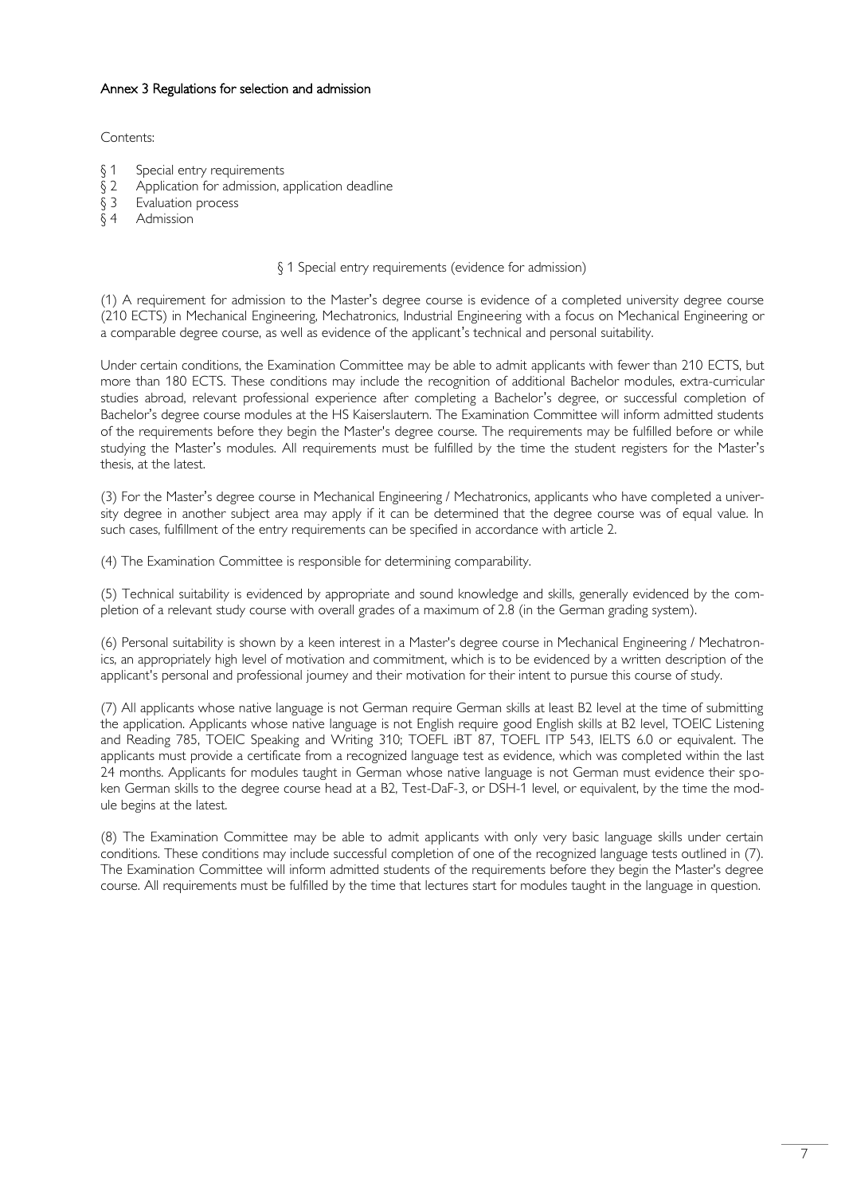## Annex 3 Regulations for selection and admission

Contents:

- § 1 Special entry requirements
- § 2 Application for admission, application deadline
- § 3 Evaluation process
- § 4 Admission

### § 1 Special entry requirements (evidence for admission)

(1) A requirement for admission to the Master's degree course is evidence of a completed university degree course (210 ECTS) in Mechanical Engineering, Mechatronics, Industrial Engineering with a focus on Mechanical Engineering or a comparable degree course, as well as evidence of the applicant's technical and personal suitability.

Under certain conditions, the Examination Committee may be able to admit applicants with fewer than 210 ECTS, but more than 180 ECTS. These conditions may include the recognition of additional Bachelor modules, extra-curricular studies abroad, relevant professional experience after completing a Bachelor's degree, or successful completion of Bachelor's degree course modules at the HS Kaiserslautern. The Examination Committee will inform admitted students of the requirements before they begin the Master's degree course. The requirements may be fulfilled before or while studying the Master's modules. All requirements must be fulfilled by the time the student registers for the Master's thesis, at the latest.

(3) For the Master's degree course in Mechanical Engineering / Mechatronics, applicants who have completed a university degree in another subject area may apply if it can be determined that the degree course was of equal value. In such cases, fulfillment of the entry requirements can be specified in accordance with article 2.

(4) The Examination Committee is responsible for determining comparability.

(5) Technical suitability is evidenced by appropriate and sound knowledge and skills, generally evidenced by the completion of a relevant study course with overall grades of a maximum of 2.8 (in the German grading system).

(6) Personal suitability is shown by a keen interest in a Master's degree course in Mechanical Engineering / Mechatronics, an appropriately high level of motivation and commitment, which is to be evidenced by a written description of the applicant's personal and professional journey and their motivation for their intent to pursue this course of study.

(7) All applicants whose native language is not German require German skills at least B2 level at the time of submitting the application. Applicants whose native language is not English require good English skills at B2 level, TOEIC Listening and Reading 785, TOEIC Speaking and Writing 310; TOEFL iBT 87, TOEFL ITP 543, IELTS 6.0 or equivalent. The applicants must provide a certificate from a recognized language test as evidence, which was completed within the last 24 months. Applicants for modules taught in German whose native language is not German must evidence their spoken German skills to the degree course head at a B2, Test-DaF-3, or DSH-1 level, or equivalent, by the time the module begins at the latest.

(8) The Examination Committee may be able to admit applicants with only very basic language skills under certain conditions. These conditions may include successful completion of one of the recognized language tests outlined in (7). The Examination Committee will inform admitted students of the requirements before they begin the Master's degree course. All requirements must be fulfilled by the time that lectures start for modules taught in the language in question.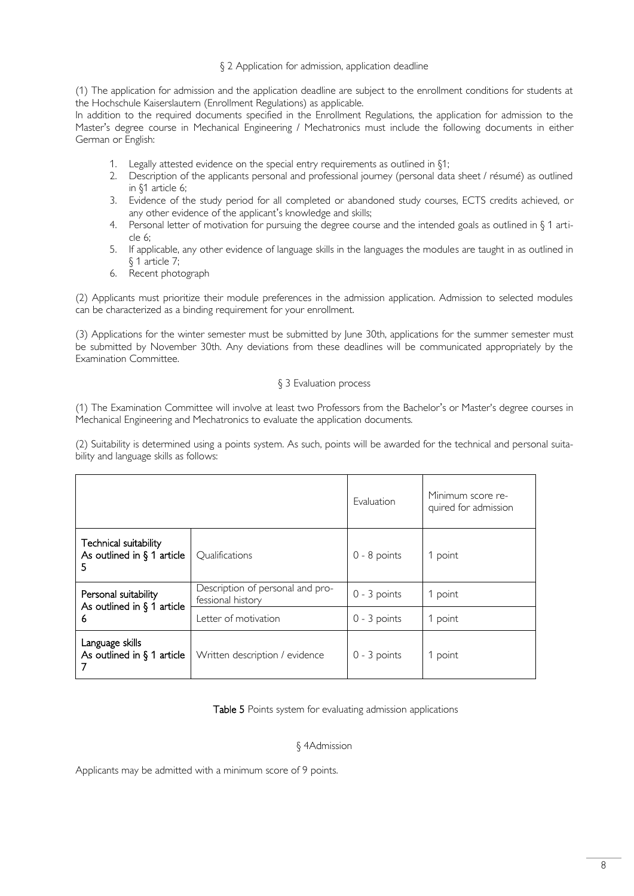## § 2 Application for admission, application deadline

(1) The application for admission and the application deadline are subject to the enrollment conditions for students at the Hochschule Kaiserslautern (Enrollment Regulations) as applicable.
In addition to the required documents specified in the Enrollment Regulations, the application for admission to the Master's degree course in Mechanical Engineering / Mechatronics must include the following documents in either German or English:

1. Legally attested evidence on the special entry requirements as outlined in §1;
2. Description of the applicants personal and professional journey (personal data sheet / résumé) as outlined in §1 article 6;
3. Evidence of the study period for all completed or abandoned study courses, ECTS credits achieved, or any other evidence of the applicant's knowledge and skills;
4. Personal letter of motivation for pursuing the degree course and the intended goals as outlined in § 1 article 6;
5. If applicable, any other evidence of language skills in the languages the modules are taught in as outlined in § 1 article 7;
6. Recent photograph

(2) Applicants must prioritize their module preferences in the admission application. Admission to selected modules can be characterized as a binding requirement for your enrollment.

(3) Applications for the winter semester must be submitted by June 30th, applications for the summer semester must be submitted by November 30th. Any deviations from these deadlines will be communicated appropriately by the Examination Committee.

## § 3 Evaluation process

(1) The Examination Committee will involve at least two Professors from the Bachelor's or Master's degree courses in Mechanical Engineering and Mechatronics to evaluate the application documents.

(2) Suitability is determined using a points system. As such, points will be awarded for the technical and personal suitability and language skills as follows:

| | | Evaluation | Minimum score required for admission |
|---|---|---|---|
| **Technical suitability** As outlined in § 1 article 5 | Qualifications | 0 - 8 points | 1 point |
| **Personal suitability** As outlined in § 1 article 6 | Description of personal and professional history | 0 - 3 points | 1 point |
| | Letter of motivation | 0 - 3 points | 1 point |
| **Language skills** As outlined in § 1 article 7 | Written description / evidence | 0 - 3 points | 1 point |

**Table 5** Points system for evaluating admission applications

## § 4Admission

Applicants may be admitted with a minimum score of 9 points.